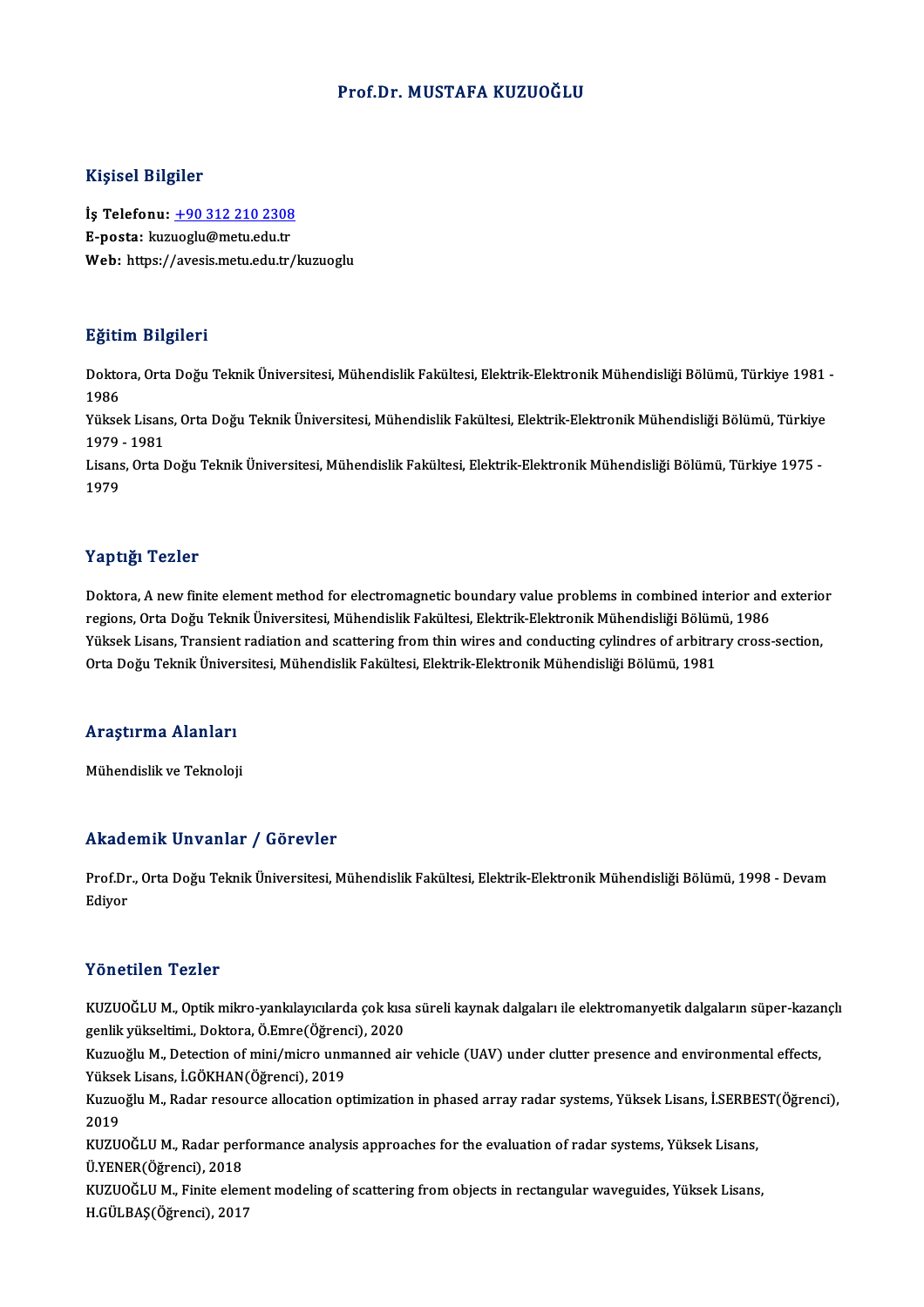# Prof.Dr. MUSTAFA KUZUOĞLU

## Kişisel Bilgiler

**İş Telefonu:** [+90 312 210 2308](tel:+903122102308)
**E-posta:** kuzuoglu@metu.edu.tr
**Web:** https://avesis.metu.edu.tr/kuzuoglu

## Eğitim Bilgileri

Doktora, Orta Doğu Teknik Üniversitesi, Mühendislik Fakültesi, Elektrik-Elektronik Mühendisliği Bölümü, Türkiye 1981 - 1986

Yüksek Lisans, Orta Doğu Teknik Üniversitesi, Mühendislik Fakültesi, Elektrik-Elektronik Mühendisliği Bölümü, Türkiye 1979 - 1981

Lisans, Orta Doğu Teknik Üniversitesi, Mühendislik Fakültesi, Elektrik-Elektronik Mühendisliği Bölümü, Türkiye 1975 - 1979

## Yaptığı Tezler

Doktora, A new finite element method for electromagnetic boundary value problems in combined interior and exterior regions, Orta Doğu Teknik Üniversitesi, Mühendislik Fakültesi, Elektrik-Elektronik Mühendisliği Bölümü, 1986

Yüksek Lisans, Transient radiation and scattering from thin wires and conducting cylindres of arbitrary cross-section, Orta Doğu Teknik Üniversitesi, Mühendislik Fakültesi, Elektrik-Elektronik Mühendisliği Bölümü, 1981

## Araştırma Alanları

Mühendislik ve Teknoloji

## Akademik Unvanlar / Görevler

Prof.Dr., Orta Doğu Teknik Üniversitesi, Mühendislik Fakültesi, Elektrik-Elektronik Mühendisliği Bölümü, 1998 - Devam Ediyor

## Yönetilen Tezler

KUZUOĞLU M., Optik mikro-yankılayıcılarda çok kısa süreli kaynak dalgaları ile elektromanyetik dalgaların süper-kazançlı genlik yükseltimi., Doktora, Ö.Emre(Öğrenci), 2020

Kuzuoğlu M., Detection of mini/micro unmanned air vehicle (UAV) under clutter presence and environmental effects, Yüksek Lisans, İ.GÖKHAN(Öğrenci), 2019

Kuzuoğlu M., Radar resource allocation optimization in phased array radar systems, Yüksek Lisans, İ.SERBEST(Öğrenci), 2019

KUZUOĞLU M., Radar performance analysis approaches for the evaluation of radar systems, Yüksek Lisans, Ü.YENER(Öğrenci), 2018

KUZUOĞLU M., Finite element modeling of scattering from objects in rectangular waveguides, Yüksek Lisans, H.GÜLBAŞ(Öğrenci), 2017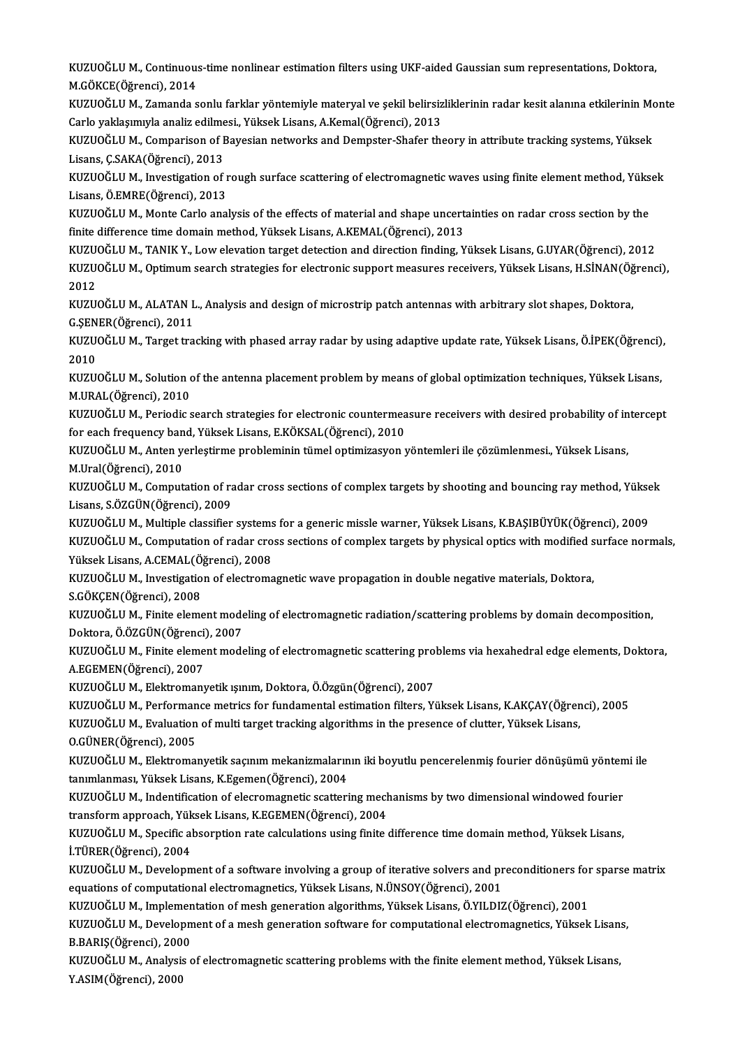KUZUOĞLU M., Continuous-time nonlinear estimation filters using UKF-aided Gaussian sum representations, Doktora, M.GÖKCE(Öğrenci), 2014

KUZUOĞLU M., Zamanda sonlu farklar yöntemiyle materyal ve şekil belirsizliklerinin radar kesit alanına etkilerinin Monte Carlo yaklaşımıyla analiz edilmesi., Yüksek Lisans, A.Kemal(Öğrenci), 2013

KUZUOĞLU M., Comparison of Bayesian networks and Dempster-Shafer theory in attribute tracking systems, Yüksek Lisans, Ç.SAKA(Öğrenci), 2013

KUZUOĞLU M., Investigation of rough surface scattering of electromagnetic waves using finite element method, Yüksek Lisans, Ö.EMRE(Öğrenci), 2013

KUZUOĞLU M., Monte Carlo analysis of the effects of material and shape uncertainties on radar cross section by the finite difference time domain method, Yüksek Lisans, A.KEMAL(Öğrenci), 2013

KUZUOĞLU M., TANIK Y., Low elevation target detection and direction finding, Yüksek Lisans, G.UYAR(Öğrenci), 2012

KUZUOĞLU M., Optimum search strategies for electronic support measures receivers, Yüksek Lisans, H.SİNAN(Öğrenci), 2012

KUZUOĞLU M., ALATAN L., Analysis and design of microstrip patch antennas with arbitrary slot shapes, Doktora, G.ŞENER(Öğrenci), 2011

KUZUOĞLU M., Target tracking with phased array radar by using adaptive update rate, Yüksek Lisans, Ö.İPEK(Öğrenci), 2010

KUZUOĞLU M., Solution of the antenna placement problem by means of global optimization techniques, Yüksek Lisans, M.URAL(Öğrenci), 2010

KUZUOĞLU M., Periodic search strategies for electronic countermeasure receivers with desired probability of intercept for each frequency band, Yüksek Lisans, E.KÖKSAL(Öğrenci), 2010

KUZUOĞLU M., Anten yerleştirme probleminin tümel optimizasyon yöntemleri ile çözümlenmesi., Yüksek Lisans, M.Ural(Öğrenci), 2010

KUZUOĞLU M., Computation of radar cross sections of complex targets by shooting and bouncing ray method, Yüksek Lisans, S.ÖZGÜN(Öğrenci), 2009

KUZUOĞLU M., Multiple classifier systems for a generic missle warner, Yüksek Lisans, K.BAŞIBÜYÜK(Öğrenci), 2009

KUZUOĞLU M., Computation of radar cross sections of complex targets by physical optics with modified surface normals, Yüksek Lisans, A.CEMAL(Öğrenci), 2008

KUZUOĞLU M., Investigation of electromagnetic wave propagation in double negative materials, Doktora, S.GÖKÇEN(Öğrenci), 2008

KUZUOĞLU M., Finite element modeling of electromagnetic radiation/scattering problems by domain decomposition, Doktora, Ö.ÖZGÜN(Öğrenci), 2007

KUZUOĞLU M., Finite element modeling of electromagnetic scattering problems via hexahedral edge elements, Doktora, A.EGEMEN(Öğrenci), 2007

KUZUOĞLU M., Elektromanyetik ışınım, Doktora, Ö.Özgün(Öğrenci), 2007

KUZUOĞLU M., Performance metrics for fundamental estimation filters, Yüksek Lisans, K.AKÇAY(Öğrenci), 2005

KUZUOĞLU M., Evaluation of multi target tracking algorithms in the presence of clutter, Yüksek Lisans, O.GÜNER(Öğrenci), 2005

KUZUOĞLU M., Elektromanyetik saçınım mekanizmalarının iki boyutlu pencerelenmiş fourier dönüşümü yöntemi ile tanımlanması, Yüksek Lisans, K.Egemen(Öğrenci), 2004

KUZUOĞLU M., Indentification of elecromagnetic scattering mechanisms by two dimensional windowed fourier transform approach, Yüksek Lisans, K.EGEMEN(Öğrenci), 2004

KUZUOĞLU M., Specific absorption rate calculations using finite difference time domain method, Yüksek Lisans, İ.TÜRER(Öğrenci), 2004

KUZUOĞLU M., Development of a software involving a group of iterative solvers and preconditioners for sparse matrix equations of computational electromagnetics, Yüksek Lisans, N.ÜNSOY(Öğrenci), 2001

KUZUOĞLU M., Implementation of mesh generation algorithms, Yüksek Lisans, Ö.YILDIZ(Öğrenci), 2001

KUZUOĞLU M., Development of a mesh generation software for computational electromagnetics, Yüksek Lisans, B.BARIŞ(Öğrenci), 2000

KUZUOĞLU M., Analysis of electromagnetic scattering problems with the finite element method, Yüksek Lisans, Y.ASIM(Öğrenci), 2000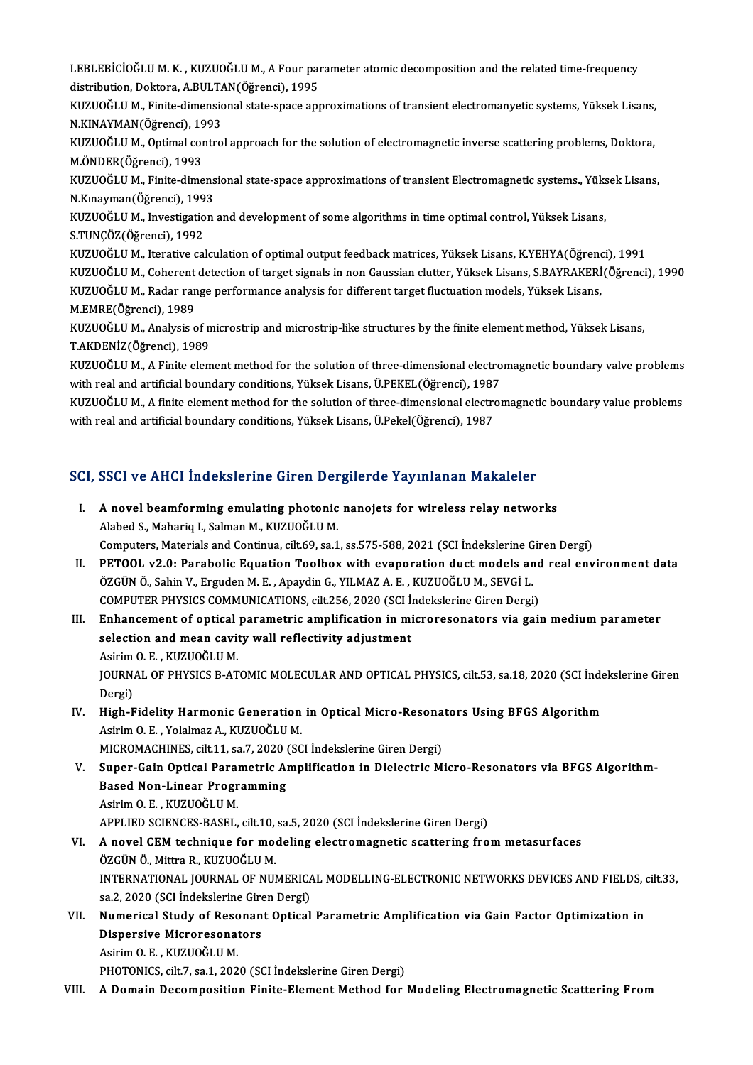LEBLEBİCİOĞLU M. K. , KUZUOĞLU M., A Four parameter atomic decomposition and the related time-frequency distribution, Doktora, A.BULTAN(Öğrenci), 1995

KUZUOĞLU M., Finite-dimensional state-space approximations of transient electromanyetic systems, Yüksek Lisans, N.KINAYMAN(Öğrenci), 1993

KUZUOĞLU M., Optimal control approach for the solution of electromagnetic inverse scattering problems, Doktora, M.ÖNDER(Öğrenci), 1993

KUZUOĞLU M., Finite-dimensional state-space approximations of transient Electromagnetic systems., Yüksek Lisans, N.Kınayman(Öğrenci), 1993

KUZUOĞLU M., Investigation and development of some algorithms in time optimal control, Yüksek Lisans, S.TUNÇÖZ(Öğrenci), 1992

KUZUOĞLU M., Iterative calculation of optimal output feedback matrices, Yüksek Lisans, K.YEHYA(Öğrenci), 1991

KUZUOĞLU M., Coherent detection of target signals in non Gaussian clutter, Yüksek Lisans, S.BAYRAKERİ(Öğrenci), 1990

KUZUOĞLU M., Radar range performance analysis for different target fluctuation models, Yüksek Lisans, M.EMRE(Öğrenci), 1989

KUZUOĞLU M., Analysis of microstrip and microstrip-like structures by the finite element method, Yüksek Lisans, T.AKDENİZ(Öğrenci), 1989

KUZUOĞLU M., A Finite element method for the solution of three-dimensional electromagnetic boundary valve problems with real and artificial boundary conditions, Yüksek Lisans, Ü.PEKEL(Öğrenci), 1987

KUZUOĞLU M., A finite element method for the solution of three-dimensional electromagnetic boundary value problems with real and artificial boundary conditions, Yüksek Lisans, Ü.Pekel(Öğrenci), 1987

## SCI, SSCI ve AHCI İndekslerine Giren Dergilerde Yayınlanan Makaleler

I. **A novel beamforming emulating photonic nanojets for wireless relay networks**
Alabed S., Mahariq I., Salman M., KUZUOĞLU M.
Computers, Materials and Continua, cilt.69, sa.1, ss.575-588, 2021 (SCI İndekslerine Giren Dergi)

II. **PETOOL v2.0: Parabolic Equation Toolbox with evaporation duct models and real environment data**
ÖZGÜN Ö., Sahin V., Erguden M. E. , Apaydin G., YILMAZ A. E. , KUZUOĞLU M., SEVGİ L.
COMPUTER PHYSICS COMMUNICATIONS, cilt.256, 2020 (SCI İndekslerine Giren Dergi)

III. **Enhancement of optical parametric amplification in microresonators via gain medium parameter selection and mean cavity wall reflectivity adjustment**
Asirim O. E. , KUZUOĞLU M.
JOURNAL OF PHYSICS B-ATOMIC MOLECULAR AND OPTICAL PHYSICS, cilt.53, sa.18, 2020 (SCI İndekslerine Giren Dergi)

IV. **High-Fidelity Harmonic Generation in Optical Micro-Resonators Using BFGS Algorithm**
Asirim O. E. , Yolalmaz A., KUZUOĞLU M.
MICROMACHINES, cilt.11, sa.7, 2020 (SCI İndekslerine Giren Dergi)

V. **Super-Gain Optical Parametric Amplification in Dielectric Micro-Resonators via BFGS Algorithm-Based Non-Linear Programming**
Asirim O. E. , KUZUOĞLU M.
APPLIED SCIENCES-BASEL, cilt.10, sa.5, 2020 (SCI İndekslerine Giren Dergi)

VI. **A novel CEM technique for modeling electromagnetic scattering from metasurfaces**
ÖZGÜN Ö., Mittra R., KUZUOĞLU M.
INTERNATIONAL JOURNAL OF NUMERICAL MODELLING-ELECTRONIC NETWORKS DEVICES AND FIELDS, cilt.33, sa.2, 2020 (SCI İndekslerine Giren Dergi)

VII. **Numerical Study of Resonant Optical Parametric Amplification via Gain Factor Optimization in Dispersive Microresonators**
Asirim O. E. , KUZUOĞLU M.
PHOTONICS, cilt.7, sa.1, 2020 (SCI İndekslerine Giren Dergi)

VIII. **A Domain Decomposition Finite-Element Method for Modeling Electromagnetic Scattering From**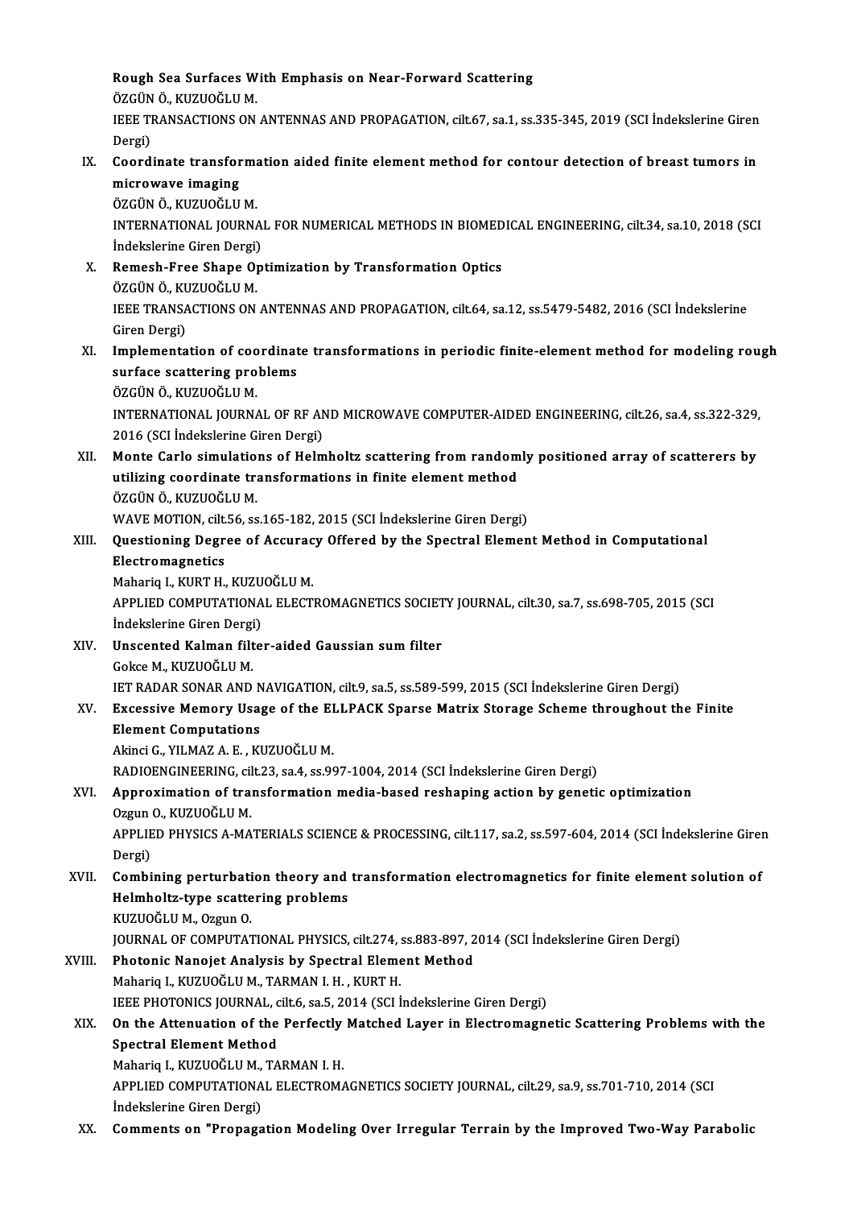Rough Sea Surfaces With Emphasis on Near-Forward Scattering
ÖZGÜN Ö., KUZUOĞLU M.
IEEE TRANSACTIONS ON ANTENNAS AND PROPAGATION, cilt.67, sa.1, ss.335-345, 2019 (SCI İndekslerine Giren Dergi)

IX. **Coordinate transformation aided finite element method for contour detection of breast tumors in microwave imaging**
ÖZGÜN Ö., KUZUOĞLU M.
INTERNATIONAL JOURNAL FOR NUMERICAL METHODS IN BIOMEDICAL ENGINEERING, cilt.34, sa.10, 2018 (SCI İndekslerine Giren Dergi)

X. **Remesh-Free Shape Optimization by Transformation Optics**
ÖZGÜN Ö., KUZUOĞLU M.
IEEE TRANSACTIONS ON ANTENNAS AND PROPAGATION, cilt.64, sa.12, ss.5479-5482, 2016 (SCI İndekslerine Giren Dergi)

XI. **Implementation of coordinate transformations in periodic finite-element method for modeling rough surface scattering problems**
ÖZGÜN Ö., KUZUOĞLU M.
INTERNATIONAL JOURNAL OF RF AND MICROWAVE COMPUTER-AIDED ENGINEERING, cilt.26, sa.4, ss.322-329, 2016 (SCI İndekslerine Giren Dergi)

XII. **Monte Carlo simulations of Helmholtz scattering from randomly positioned array of scatterers by utilizing coordinate transformations in finite element method**
ÖZGÜN Ö., KUZUOĞLU M.
WAVE MOTION, cilt.56, ss.165-182, 2015 (SCI İndekslerine Giren Dergi)

XIII. **Questioning Degree of Accuracy Offered by the Spectral Element Method in Computational Electromagnetics**
Mahariq I., KURT H., KUZUOĞLU M.
APPLIED COMPUTATIONAL ELECTROMAGNETICS SOCIETY JOURNAL, cilt.30, sa.7, ss.698-705, 2015 (SCI İndekslerine Giren Dergi)

XIV. **Unscented Kalman filter-aided Gaussian sum filter**
Gokce M., KUZUOĞLU M.
IET RADAR SONAR AND NAVIGATION, cilt.9, sa.5, ss.589-599, 2015 (SCI İndekslerine Giren Dergi)

XV. **Excessive Memory Usage of the ELLPACK Sparse Matrix Storage Scheme throughout the Finite Element Computations**
Akinci G., YILMAZ A. E. , KUZUOĞLU M.
RADIOENGINEERING, cilt.23, sa.4, ss.997-1004, 2014 (SCI İndekslerine Giren Dergi)

XVI. **Approximation of transformation media-based reshaping action by genetic optimization**
Ozgun O., KUZUOĞLU M.
APPLIED PHYSICS A-MATERIALS SCIENCE & PROCESSING, cilt.117, sa.2, ss.597-604, 2014 (SCI İndekslerine Giren Dergi)

XVII. **Combining perturbation theory and transformation electromagnetics for finite element solution of Helmholtz-type scattering problems**
KUZUOĞLU M., Ozgun O.
JOURNAL OF COMPUTATIONAL PHYSICS, cilt.274, ss.883-897, 2014 (SCI İndekslerine Giren Dergi)

XVIII. **Photonic Nanojet Analysis by Spectral Element Method**
Mahariq I., KUZUOĞLU M., TARMAN I. H. , KURT H.
IEEE PHOTONICS JOURNAL, cilt.6, sa.5, 2014 (SCI İndekslerine Giren Dergi)

XIX. **On the Attenuation of the Perfectly Matched Layer in Electromagnetic Scattering Problems with the Spectral Element Method**
Mahariq I., KUZUOĞLU M., TARMAN I. H.
APPLIED COMPUTATIONAL ELECTROMAGNETICS SOCIETY JOURNAL, cilt.29, sa.9, ss.701-710, 2014 (SCI İndekslerine Giren Dergi)

XX. **Comments on "Propagation Modeling Over Irregular Terrain by the Improved Two-Way Parabolic**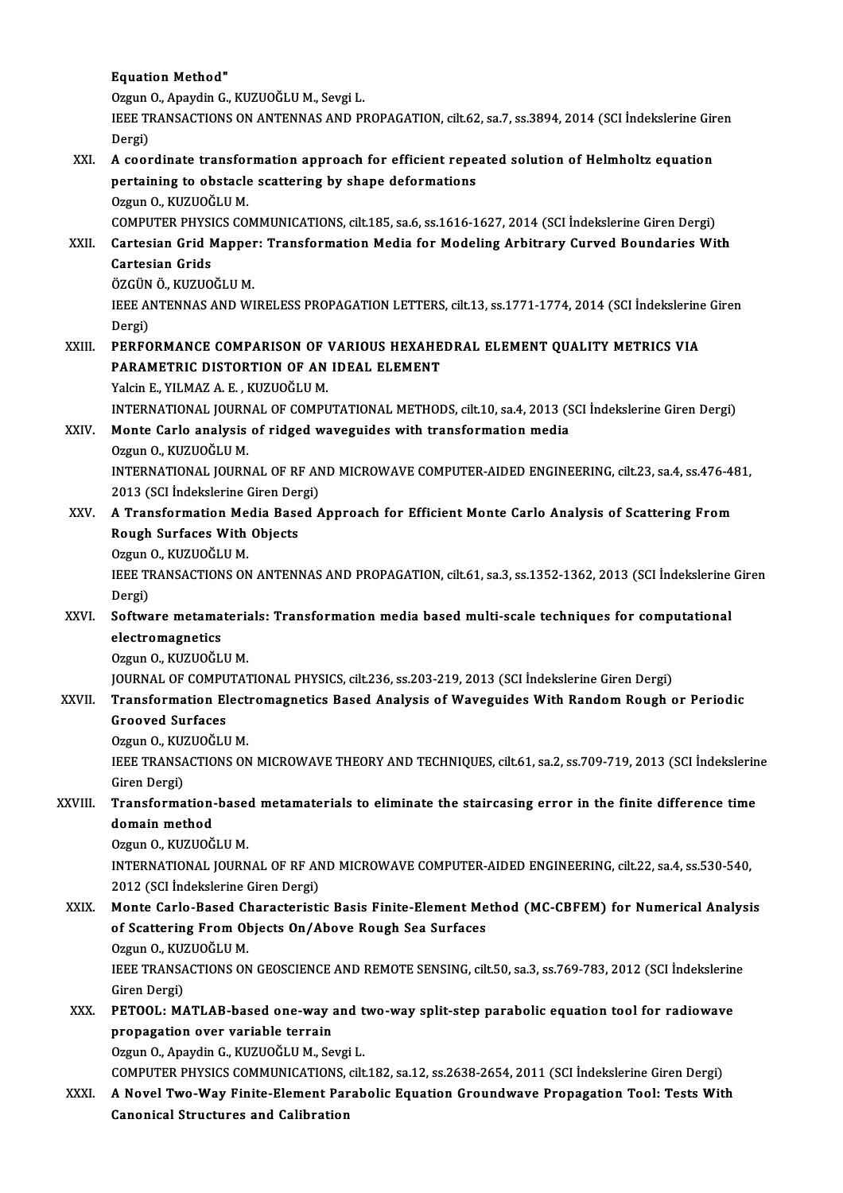**Equation Method"**
Ozgun O., Apaydin G., KUZUOĞLU M., Sevgi L.
IEEE TRANSACTIONS ON ANTENNAS AND PROPAGATION, cilt.62, sa.7, ss.3894, 2014 (SCI İndekslerine Giren Dergi)

XXI. **A coordinate transformation approach for efficient repeated solution of Helmholtz equation pertaining to obstacle scattering by shape deformations**
Ozgun O., KUZUOĞLU M.
COMPUTER PHYSICS COMMUNICATIONS, cilt.185, sa.6, ss.1616-1627, 2014 (SCI İndekslerine Giren Dergi)

XXII. **Cartesian Grid Mapper: Transformation Media for Modeling Arbitrary Curved Boundaries With Cartesian Grids**
ÖZGÜN Ö., KUZUOĞLU M.
IEEE ANTENNAS AND WIRELESS PROPAGATION LETTERS, cilt.13, ss.1771-1774, 2014 (SCI İndekslerine Giren Dergi)

XXIII. **PERFORMANCE COMPARISON OF VARIOUS HEXAHEDRAL ELEMENT QUALITY METRICS VIA PARAMETRIC DISTORTION OF AN IDEAL ELEMENT**
Yalcin E., YILMAZ A. E. , KUZUOĞLU M.
INTERNATIONAL JOURNAL OF COMPUTATIONAL METHODS, cilt.10, sa.4, 2013 (SCI İndekslerine Giren Dergi)

XXIV. **Monte Carlo analysis of ridged waveguides with transformation media**
Ozgun O., KUZUOĞLU M.
INTERNATIONAL JOURNAL OF RF AND MICROWAVE COMPUTER-AIDED ENGINEERING, cilt.23, sa.4, ss.476-481, 2013 (SCI İndekslerine Giren Dergi)

XXV. **A Transformation Media Based Approach for Efficient Monte Carlo Analysis of Scattering From Rough Surfaces With Objects**
Ozgun O., KUZUOĞLU M.
IEEE TRANSACTIONS ON ANTENNAS AND PROPAGATION, cilt.61, sa.3, ss.1352-1362, 2013 (SCI İndekslerine Giren Dergi)

XXVI. **Software metamaterials: Transformation media based multi-scale techniques for computational electromagnetics**
Ozgun O., KUZUOĞLU M.
JOURNAL OF COMPUTATIONAL PHYSICS, cilt.236, ss.203-219, 2013 (SCI İndekslerine Giren Dergi)

XXVII. **Transformation Electromagnetics Based Analysis of Waveguides With Random Rough or Periodic Grooved Surfaces**
Ozgun O., KUZUOĞLU M.
IEEE TRANSACTIONS ON MICROWAVE THEORY AND TECHNIQUES, cilt.61, sa.2, ss.709-719, 2013 (SCI İndekslerine Giren Dergi)

XXVIII. **Transformation-based metamaterials to eliminate the staircasing error in the finite difference time domain method**
Ozgun O., KUZUOĞLU M.
INTERNATIONAL JOURNAL OF RF AND MICROWAVE COMPUTER-AIDED ENGINEERING, cilt.22, sa.4, ss.530-540, 2012 (SCI İndekslerine Giren Dergi)

XXIX. **Monte Carlo-Based Characteristic Basis Finite-Element Method (MC-CBFEM) for Numerical Analysis of Scattering From Objects On/Above Rough Sea Surfaces**
Ozgun O., KUZUOĞLU M.
IEEE TRANSACTIONS ON GEOSCIENCE AND REMOTE SENSING, cilt.50, sa.3, ss.769-783, 2012 (SCI İndekslerine Giren Dergi)

XXX. **PETOOL: MATLAB-based one-way and two-way split-step parabolic equation tool for radiowave propagation over variable terrain**
Ozgun O., Apaydin G., KUZUOĞLU M., Sevgi L.
COMPUTER PHYSICS COMMUNICATIONS, cilt.182, sa.12, ss.2638-2654, 2011 (SCI İndekslerine Giren Dergi)

XXXI. **A Novel Two-Way Finite-Element Parabolic Equation Groundwave Propagation Tool: Tests With Canonical Structures and Calibration**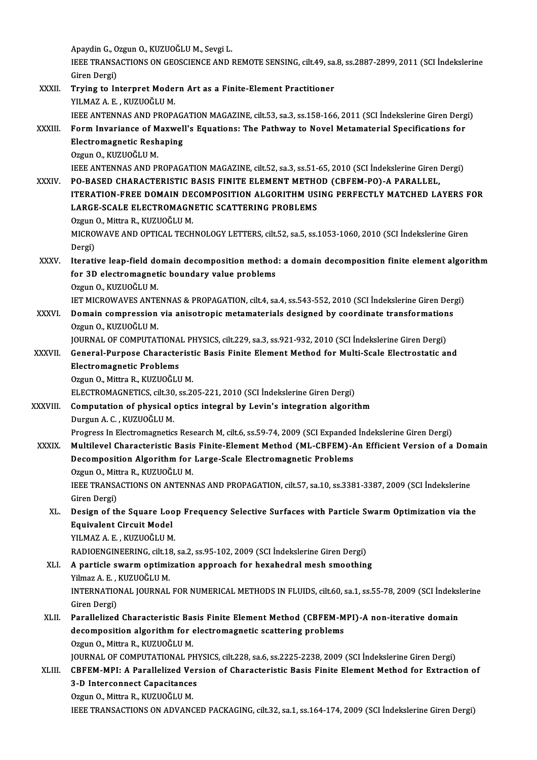Apaydin G., Ozgun O., KUZUOĞLU M., Sevgi L.
IEEE TRANSACTIONS ON GEOSCIENCE AND REMOTE SENSING, cilt.49, sa.8, ss.2887-2899, 2011 (SCI İndekslerine Giren Dergi)

XXXII. **Trying to Interpret Modern Art as a Finite-Element Practitioner**
YILMAZ A. E. , KUZUOĞLU M.
IEEE ANTENNAS AND PROPAGATION MAGAZINE, cilt.53, sa.3, ss.158-166, 2011 (SCI İndekslerine Giren Dergi)

XXXIII. **Form Invariance of Maxwell's Equations: The Pathway to Novel Metamaterial Specifications for Electromagnetic Reshaping**
Ozgun O., KUZUOĞLU M.
IEEE ANTENNAS AND PROPAGATION MAGAZINE, cilt.52, sa.3, ss.51-65, 2010 (SCI İndekslerine Giren Dergi)

XXXIV. **PO-BASED CHARACTERISTIC BASIS FINITE ELEMENT METHOD (CBFEM-PO)-A PARALLEL, ITERATION-FREE DOMAIN DECOMPOSITION ALGORITHM USING PERFECTLY MATCHED LAYERS FOR LARGE-SCALE ELECTROMAGNETIC SCATTERING PROBLEMS**
Ozgun O., Mittra R., KUZUOĞLU M.
MICROWAVE AND OPTICAL TECHNOLOGY LETTERS, cilt.52, sa.5, ss.1053-1060, 2010 (SCI İndekslerine Giren Dergi)

XXXV. **Iterative leap-field domain decomposition method: a domain decomposition finite element algorithm for 3D electromagnetic boundary value problems**
Ozgun O., KUZUOĞLU M.
IET MICROWAVES ANTENNAS & PROPAGATION, cilt.4, sa.4, ss.543-552, 2010 (SCI İndekslerine Giren Dergi)

XXXVI. **Domain compression via anisotropic metamaterials designed by coordinate transformations**
Ozgun O., KUZUOĞLU M.
JOURNAL OF COMPUTATIONAL PHYSICS, cilt.229, sa.3, ss.921-932, 2010 (SCI İndekslerine Giren Dergi)

XXXVII. **General-Purpose Characteristic Basis Finite Element Method for Multi-Scale Electrostatic and Electromagnetic Problems**
Ozgun O., Mittra R., KUZUOĞLU M.
ELECTROMAGNETICS, cilt.30, ss.205-221, 2010 (SCI İndekslerine Giren Dergi)

XXXVIII. **Computation of physical optics integral by Levin's integration algorithm**
Durgun A. C. , KUZUOĞLU M.
Progress In Electromagnetics Research M, cilt.6, ss.59-74, 2009 (SCI Expanded İndekslerine Giren Dergi)

XXXIX. **Multilevel Characteristic Basis Finite-Element Method (ML-CBFEM)-An Efficient Version of a Domain Decomposition Algorithm for Large-Scale Electromagnetic Problems**
Ozgun O., Mittra R., KUZUOĞLU M.
IEEE TRANSACTIONS ON ANTENNAS AND PROPAGATION, cilt.57, sa.10, ss.3381-3387, 2009 (SCI İndekslerine Giren Dergi)

XL. **Design of the Square Loop Frequency Selective Surfaces with Particle Swarm Optimization via the Equivalent Circuit Model**
YILMAZ A. E. , KUZUOĞLU M.
RADIOENGINEERING, cilt.18, sa.2, ss.95-102, 2009 (SCI İndekslerine Giren Dergi)

XLI. **A particle swarm optimization approach for hexahedral mesh smoothing**
Yilmaz A. E. , KUZUOĞLU M.
INTERNATIONAL JOURNAL FOR NUMERICAL METHODS IN FLUIDS, cilt.60, sa.1, ss.55-78, 2009 (SCI İndekslerine Giren Dergi)

XLII. **Parallelized Characteristic Basis Finite Element Method (CBFEM-MPI)-A non-iterative domain decomposition algorithm for electromagnetic scattering problems**
Ozgun O., Mittra R., KUZUOĞLU M.
JOURNAL OF COMPUTATIONAL PHYSICS, cilt.228, sa.6, ss.2225-2238, 2009 (SCI İndekslerine Giren Dergi)

XLIII. **CBFEM-MPI: A Parallelized Version of Characteristic Basis Finite Element Method for Extraction of 3-D Interconnect Capacitances**
Ozgun O., Mittra R., KUZUOĞLU M.
IEEE TRANSACTIONS ON ADVANCED PACKAGING, cilt.32, sa.1, ss.164-174, 2009 (SCI İndekslerine Giren Dergi)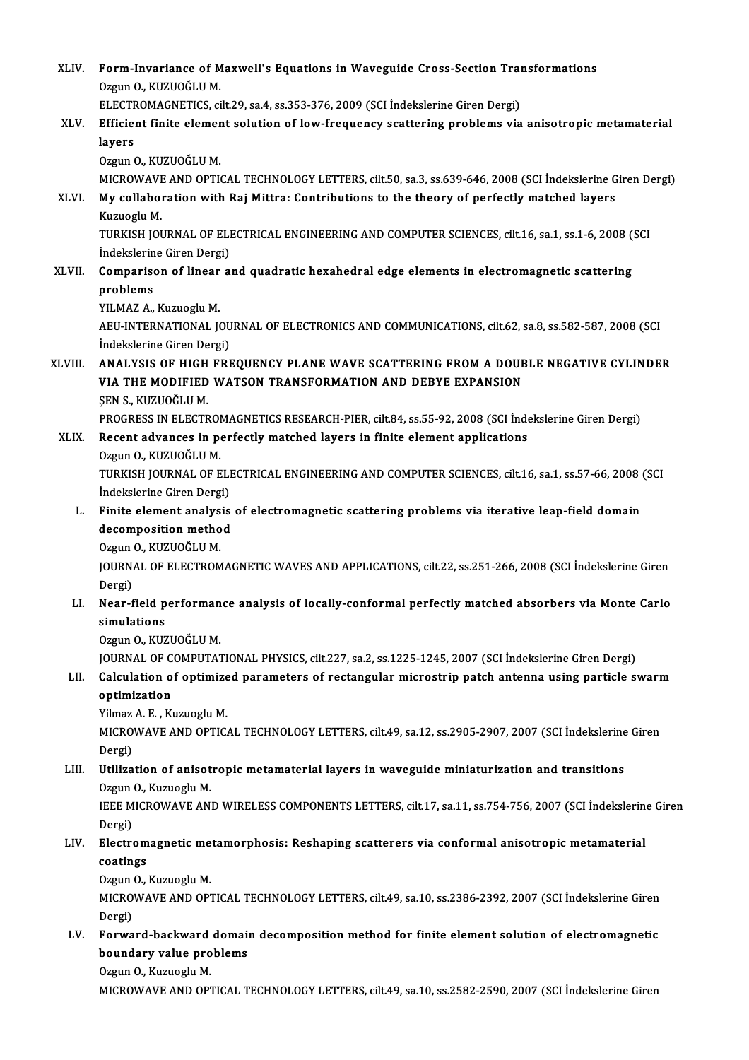XLIV. **Form-Invariance of Maxwell's Equations in Waveguide Cross-Section Transformations**
Ozgun O., KUZUOĞLU M.
ELECTROMAGNETICS, cilt.29, sa.4, ss.353-376, 2009 (SCI İndekslerine Giren Dergi)

XLV. **Efficient finite element solution of low-frequency scattering problems via anisotropic metamaterial layers**
Ozgun O., KUZUOĞLU M.
MICROWAVE AND OPTICAL TECHNOLOGY LETTERS, cilt.50, sa.3, ss.639-646, 2008 (SCI İndekslerine Giren Dergi)

XLVI. **My collaboration with Raj Mittra: Contributions to the theory of perfectly matched layers**
Kuzuoglu M.
TURKISH JOURNAL OF ELECTRICAL ENGINEERING AND COMPUTER SCIENCES, cilt.16, sa.1, ss.1-6, 2008 (SCI İndekslerine Giren Dergi)

XLVII. **Comparison of linear and quadratic hexahedral edge elements in electromagnetic scattering problems**
YILMAZ A., Kuzuoglu M.
AEU-INTERNATIONAL JOURNAL OF ELECTRONICS AND COMMUNICATIONS, cilt.62, sa.8, ss.582-587, 2008 (SCI İndekslerine Giren Dergi)

XLVIII. **ANALYSIS OF HIGH FREQUENCY PLANE WAVE SCATTERING FROM A DOUBLE NEGATIVE CYLINDER VIA THE MODIFIED WATSON TRANSFORMATION AND DEBYE EXPANSION**
ŞEN S., KUZUOĞLU M.
PROGRESS IN ELECTROMAGNETICS RESEARCH-PIER, cilt.84, ss.55-92, 2008 (SCI İndekslerine Giren Dergi)

XLIX. **Recent advances in perfectly matched layers in finite element applications**
Ozgun O., KUZUOĞLU M.
TURKISH JOURNAL OF ELECTRICAL ENGINEERING AND COMPUTER SCIENCES, cilt.16, sa.1, ss.57-66, 2008 (SCI İndekslerine Giren Dergi)

L. **Finite element analysis of electromagnetic scattering problems via iterative leap-field domain decomposition method**
Ozgun O., KUZUOĞLU M.
JOURNAL OF ELECTROMAGNETIC WAVES AND APPLICATIONS, cilt.22, ss.251-266, 2008 (SCI İndekslerine Giren Dergi)

LI. **Near-field performance analysis of locally-conformal perfectly matched absorbers via Monte Carlo simulations**
Ozgun O., KUZUOĞLU M.
JOURNAL OF COMPUTATIONAL PHYSICS, cilt.227, sa.2, ss.1225-1245, 2007 (SCI İndekslerine Giren Dergi)

LII. **Calculation of optimized parameters of rectangular microstrip patch antenna using particle swarm optimization**
Yilmaz A. E. , Kuzuoglu M.
MICROWAVE AND OPTICAL TECHNOLOGY LETTERS, cilt.49, sa.12, ss.2905-2907, 2007 (SCI İndekslerine Giren Dergi)

LIII. **Utilization of anisotropic metamaterial layers in waveguide miniaturization and transitions**
Ozgun O., Kuzuoglu M.
IEEE MICROWAVE AND WIRELESS COMPONENTS LETTERS, cilt.17, sa.11, ss.754-756, 2007 (SCI İndekslerine Giren Dergi)

LIV. **Electromagnetic metamorphosis: Reshaping scatterers via conformal anisotropic metamaterial coatings**
Ozgun O., Kuzuoglu M.
MICROWAVE AND OPTICAL TECHNOLOGY LETTERS, cilt.49, sa.10, ss.2386-2392, 2007 (SCI İndekslerine Giren Dergi)

LV. **Forward-backward domain decomposition method for finite element solution of electromagnetic boundary value problems**
Ozgun O., Kuzuoglu M.
MICROWAVE AND OPTICAL TECHNOLOGY LETTERS, cilt.49, sa.10, ss.2582-2590, 2007 (SCI İndekslerine Giren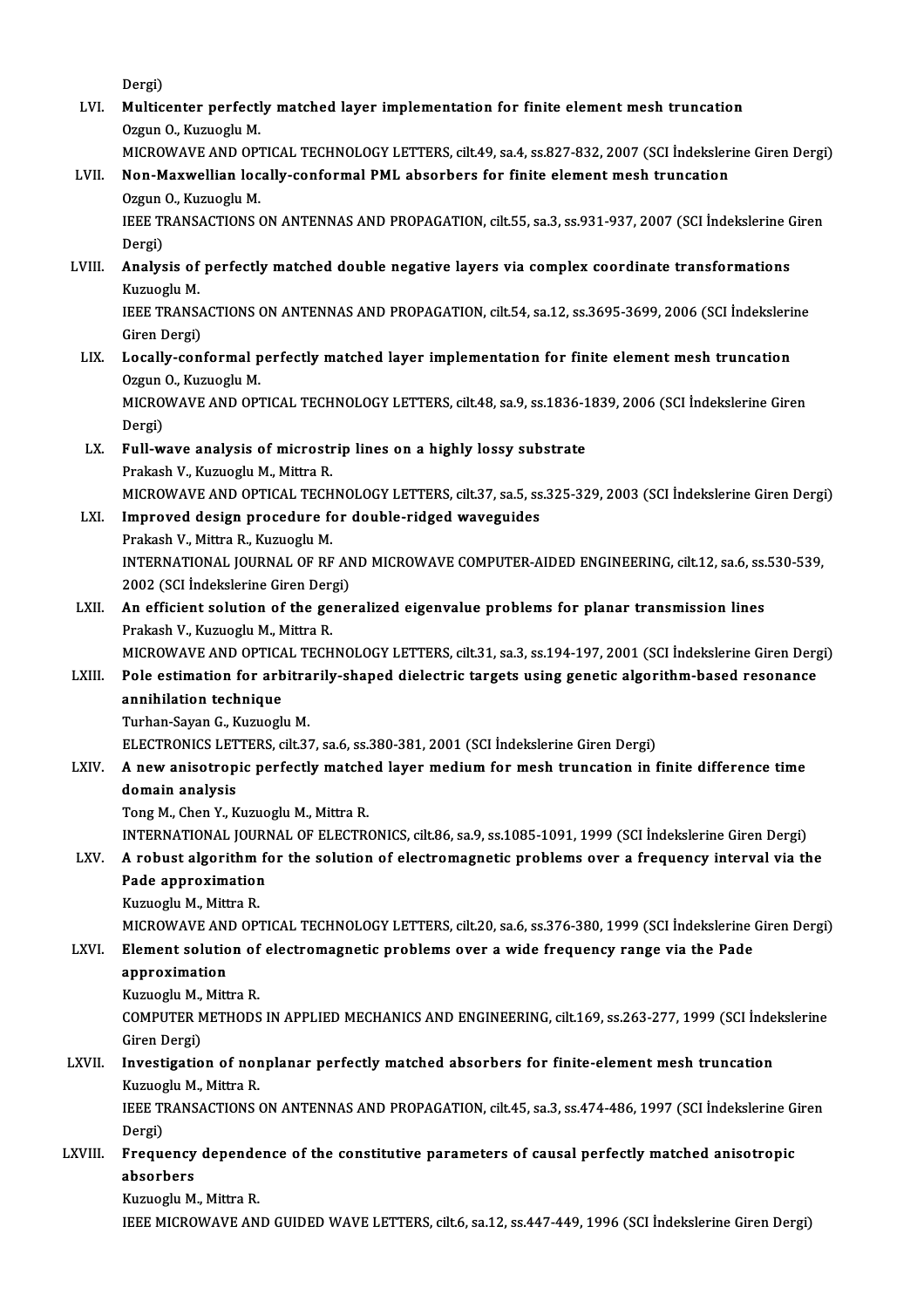Dergi)

LVI. **Multicenter perfectly matched layer implementation for finite element mesh truncation**
Ozgun O., Kuzuoglu M.
MICROWAVE AND OPTICAL TECHNOLOGY LETTERS, cilt.49, sa.4, ss.827-832, 2007 (SCI İndekslerine Giren Dergi)

LVII. **Non-Maxwellian locally-conformal PML absorbers for finite element mesh truncation**
Ozgun O., Kuzuoglu M.
IEEE TRANSACTIONS ON ANTENNAS AND PROPAGATION, cilt.55, sa.3, ss.931-937, 2007 (SCI İndekslerine Giren Dergi)

LVIII. **Analysis of perfectly matched double negative layers via complex coordinate transformations**
Kuzuoglu M.
IEEE TRANSACTIONS ON ANTENNAS AND PROPAGATION, cilt.54, sa.12, ss.3695-3699, 2006 (SCI İndekslerine Giren Dergi)

LIX. **Locally-conformal perfectly matched layer implementation for finite element mesh truncation**
Ozgun O., Kuzuoglu M.
MICROWAVE AND OPTICAL TECHNOLOGY LETTERS, cilt.48, sa.9, ss.1836-1839, 2006 (SCI İndekslerine Giren Dergi)

LX. **Full-wave analysis of microstrip lines on a highly lossy substrate**
Prakash V., Kuzuoglu M., Mittra R.
MICROWAVE AND OPTICAL TECHNOLOGY LETTERS, cilt.37, sa.5, ss.325-329, 2003 (SCI İndekslerine Giren Dergi)

LXI. **Improved design procedure for double-ridged waveguides**
Prakash V., Mittra R., Kuzuoglu M.
INTERNATIONAL JOURNAL OF RF AND MICROWAVE COMPUTER-AIDED ENGINEERING, cilt.12, sa.6, ss.530-539, 2002 (SCI İndekslerine Giren Dergi)

LXII. **An efficient solution of the generalized eigenvalue problems for planar transmission lines**
Prakash V., Kuzuoglu M., Mittra R.
MICROWAVE AND OPTICAL TECHNOLOGY LETTERS, cilt.31, sa.3, ss.194-197, 2001 (SCI İndekslerine Giren Dergi)

LXIII. **Pole estimation for arbitrarily-shaped dielectric targets using genetic algorithm-based resonance annihilation technique**
Turhan-Sayan G., Kuzuoglu M.
ELECTRONICS LETTERS, cilt.37, sa.6, ss.380-381, 2001 (SCI İndekslerine Giren Dergi)

LXIV. **A new anisotropic perfectly matched layer medium for mesh truncation in finite difference time domain analysis**
Tong M., Chen Y., Kuzuoglu M., Mittra R.
INTERNATIONAL JOURNAL OF ELECTRONICS, cilt.86, sa.9, ss.1085-1091, 1999 (SCI İndekslerine Giren Dergi)

LXV. **A robust algorithm for the solution of electromagnetic problems over a frequency interval via the Pade approximation**
Kuzuoglu M., Mittra R.
MICROWAVE AND OPTICAL TECHNOLOGY LETTERS, cilt.20, sa.6, ss.376-380, 1999 (SCI İndekslerine Giren Dergi)

LXVI. **Element solution of electromagnetic problems over a wide frequency range via the Pade approximation**
Kuzuoglu M., Mittra R.
COMPUTER METHODS IN APPLIED MECHANICS AND ENGINEERING, cilt.169, ss.263-277, 1999 (SCI İndekslerine Giren Dergi)

LXVII. **Investigation of nonplanar perfectly matched absorbers for finite-element mesh truncation**
Kuzuoglu M., Mittra R.
IEEE TRANSACTIONS ON ANTENNAS AND PROPAGATION, cilt.45, sa.3, ss.474-486, 1997 (SCI İndekslerine Giren Dergi)

LXVIII. **Frequency dependence of the constitutive parameters of causal perfectly matched anisotropic absorbers**
Kuzuoglu M., Mittra R.
IEEE MICROWAVE AND GUIDED WAVE LETTERS, cilt.6, sa.12, ss.447-449, 1996 (SCI İndekslerine Giren Dergi)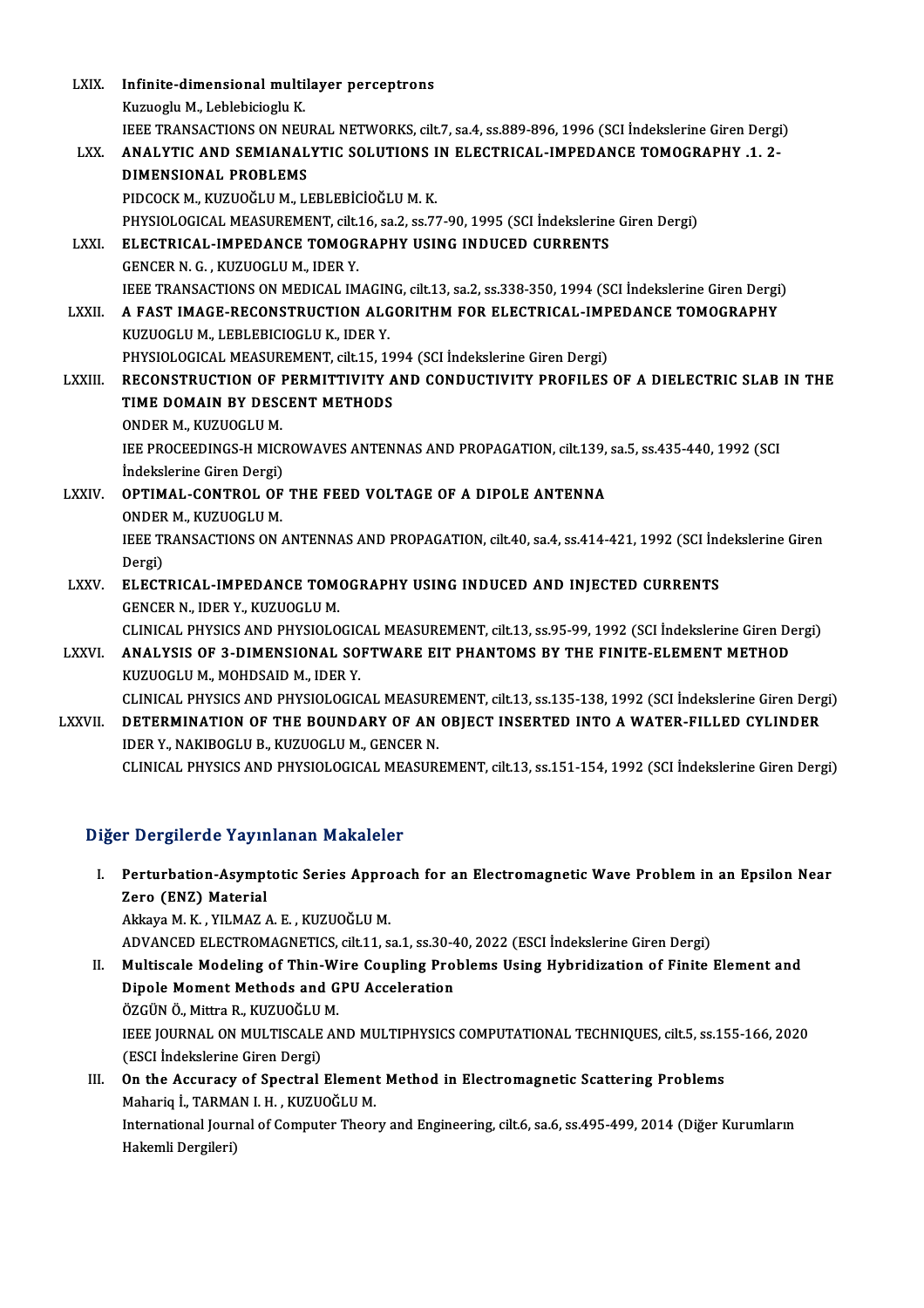LXIX. **Infinite-dimensional multilayer perceptrons**
Kuzuoglu M., Leblebicioglu K.
IEEE TRANSACTIONS ON NEURAL NETWORKS, cilt.7, sa.4, ss.889-896, 1996 (SCI İndekslerine Giren Dergi)

LXX. **ANALYTIC AND SEMIANALYTIC SOLUTIONS IN ELECTRICAL-IMPEDANCE TOMOGRAPHY .1. 2-DIMENSIONAL PROBLEMS**
PIDCOCK M., KUZUOĞLU M., LEBLEBİCİOĞLU M. K.
PHYSIOLOGICAL MEASUREMENT, cilt.16, sa.2, ss.77-90, 1995 (SCI İndekslerine Giren Dergi)

LXXI. **ELECTRICAL-IMPEDANCE TOMOGRAPHY USING INDUCED CURRENTS**
GENCER N. G. , KUZUOGLU M., IDER Y.
IEEE TRANSACTIONS ON MEDICAL IMAGING, cilt.13, sa.2, ss.338-350, 1994 (SCI İndekslerine Giren Dergi)

LXXII. **A FAST IMAGE-RECONSTRUCTION ALGORITHM FOR ELECTRICAL-IMPEDANCE TOMOGRAPHY**
KUZUOGLU M., LEBLEBICIOGLU K., IDER Y.
PHYSIOLOGICAL MEASUREMENT, cilt.15, 1994 (SCI İndekslerine Giren Dergi)

LXXIII. **RECONSTRUCTION OF PERMITTIVITY AND CONDUCTIVITY PROFILES OF A DIELECTRIC SLAB IN THE TIME DOMAIN BY DESCENT METHODS**
ONDER M., KUZUOGLU M.
IEE PROCEEDINGS-H MICROWAVES ANTENNAS AND PROPAGATION, cilt.139, sa.5, ss.435-440, 1992 (SCI İndekslerine Giren Dergi)

LXXIV. **OPTIMAL-CONTROL OF THE FEED VOLTAGE OF A DIPOLE ANTENNA**
ONDER M., KUZUOGLU M.
IEEE TRANSACTIONS ON ANTENNAS AND PROPAGATION, cilt.40, sa.4, ss.414-421, 1992 (SCI İndekslerine Giren Dergi)

LXXV. **ELECTRICAL-IMPEDANCE TOMOGRAPHY USING INDUCED AND INJECTED CURRENTS**
GENCER N., IDER Y., KUZUOGLU M.
CLINICAL PHYSICS AND PHYSIOLOGICAL MEASUREMENT, cilt.13, ss.95-99, 1992 (SCI İndekslerine Giren Dergi)

LXXVI. **ANALYSIS OF 3-DIMENSIONAL SOFTWARE EIT PHANTOMS BY THE FINITE-ELEMENT METHOD**
KUZUOGLU M., MOHDSAID M., IDER Y.
CLINICAL PHYSICS AND PHYSIOLOGICAL MEASUREMENT, cilt.13, ss.135-138, 1992 (SCI İndekslerine Giren Dergi)

LXXVII. **DETERMINATION OF THE BOUNDARY OF AN OBJECT INSERTED INTO A WATER-FILLED CYLINDER**
IDER Y., NAKIBOGLU B., KUZUOGLU M., GENCER N.
CLINICAL PHYSICS AND PHYSIOLOGICAL MEASUREMENT, cilt.13, ss.151-154, 1992 (SCI İndekslerine Giren Dergi)

## Diğer Dergilerde Yayınlanan Makaleler

I. **Perturbation-Asymptotic Series Approach for an Electromagnetic Wave Problem in an Epsilon Near Zero (ENZ) Material**
Akkaya M. K. , YILMAZ A. E. , KUZUOĞLU M.
ADVANCED ELECTROMAGNETICS, cilt.11, sa.1, ss.30-40, 2022 (ESCI İndekslerine Giren Dergi)

II. **Multiscale Modeling of Thin-Wire Coupling Problems Using Hybridization of Finite Element and Dipole Moment Methods and GPU Acceleration**
ÖZGÜN Ö., Mittra R., KUZUOĞLU M.
IEEE JOURNAL ON MULTISCALE AND MULTIPHYSICS COMPUTATIONAL TECHNIQUES, cilt.5, ss.155-166, 2020 (ESCI İndekslerine Giren Dergi)

III. **On the Accuracy of Spectral Element Method in Electromagnetic Scattering Problems**
Mahariq İ., TARMAN I. H. , KUZUOĞLU M.
International Journal of Computer Theory and Engineering, cilt.6, sa.6, ss.495-499, 2014 (Diğer Kurumların Hakemli Dergileri)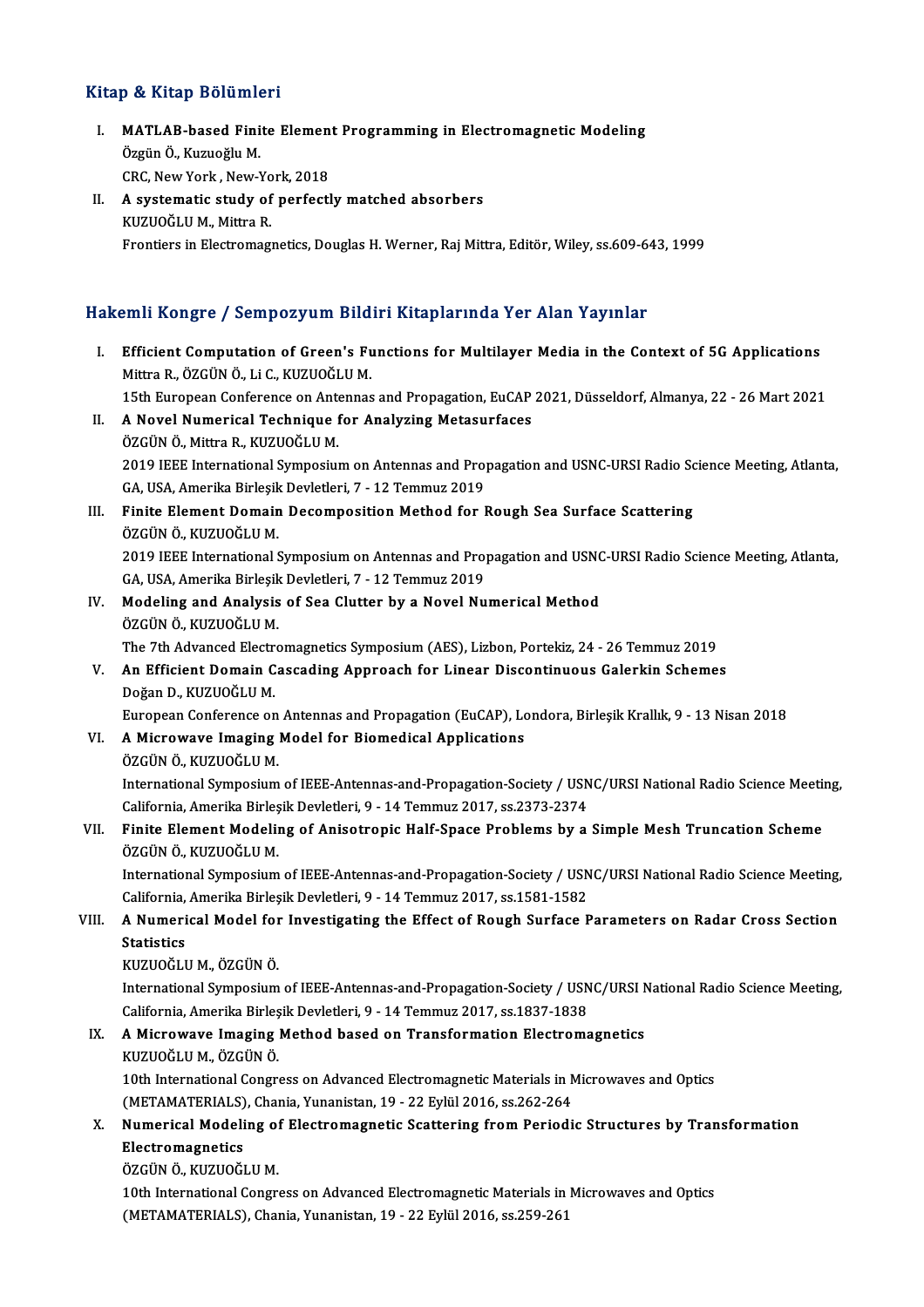## Kitap & Kitap Bölümleri

I. **MATLAB-based Finite Element Programming in Electromagnetic Modeling**
Özgün Ö., Kuzuoğlu M.
CRC, New York , New-York, 2018

II. **A systematic study of perfectly matched absorbers**
KUZUOĞLU M., Mittra R.
Frontiers in Electromagnetics, Douglas H. Werner, Raj Mittra, Editör, Wiley, ss.609-643, 1999

## Hakemli Kongre / Sempozyum Bildiri Kitaplarında Yer Alan Yayınlar

I. **Efficient Computation of Green's Functions for Multilayer Media in the Context of 5G Applications**
Mittra R., ÖZGÜN Ö., Li C., KUZUOĞLU M.
15th European Conference on Antennas and Propagation, EuCAP 2021, Düsseldorf, Almanya, 22 - 26 Mart 2021

II. **A Novel Numerical Technique for Analyzing Metasurfaces**
ÖZGÜN Ö., Mittra R., KUZUOĞLU M.
2019 IEEE International Symposium on Antennas and Propagation and USNC-URSI Radio Science Meeting, Atlanta, GA, USA, Amerika Birleşik Devletleri, 7 - 12 Temmuz 2019

III. **Finite Element Domain Decomposition Method for Rough Sea Surface Scattering**
ÖZGÜN Ö., KUZUOĞLU M.
2019 IEEE International Symposium on Antennas and Propagation and USNC-URSI Radio Science Meeting, Atlanta, GA, USA, Amerika Birleşik Devletleri, 7 - 12 Temmuz 2019

IV. **Modeling and Analysis of Sea Clutter by a Novel Numerical Method**
ÖZGÜN Ö., KUZUOĞLU M.
The 7th Advanced Electromagnetics Symposium (AES), Lizbon, Portekiz, 24 - 26 Temmuz 2019

V. **An Efficient Domain Cascading Approach for Linear Discontinuous Galerkin Schemes**
Doğan D., KUZUOĞLU M.
European Conference on Antennas and Propagation (EuCAP), Londora, Birleşik Krallık, 9 - 13 Nisan 2018

VI. **A Microwave Imaging Model for Biomedical Applications**
ÖZGÜN Ö., KUZUOĞLU M.
International Symposium of IEEE-Antennas-and-Propagation-Society / USNC/URSI National Radio Science Meeting, California, Amerika Birleşik Devletleri, 9 - 14 Temmuz 2017, ss.2373-2374

VII. **Finite Element Modeling of Anisotropic Half-Space Problems by a Simple Mesh Truncation Scheme**
ÖZGÜN Ö., KUZUOĞLU M.
International Symposium of IEEE-Antennas-and-Propagation-Society / USNC/URSI National Radio Science Meeting, California, Amerika Birleşik Devletleri, 9 - 14 Temmuz 2017, ss.1581-1582

VIII. **A Numerical Model for Investigating the Effect of Rough Surface Parameters on Radar Cross Section Statistics**
KUZUOĞLU M., ÖZGÜN Ö.
International Symposium of IEEE-Antennas-and-Propagation-Society / USNC/URSI National Radio Science Meeting, California, Amerika Birleşik Devletleri, 9 - 14 Temmuz 2017, ss.1837-1838

IX. **A Microwave Imaging Method based on Transformation Electromagnetics**
KUZUOĞLU M., ÖZGÜN Ö.
10th International Congress on Advanced Electromagnetic Materials in Microwaves and Optics (METAMATERIALS), Chania, Yunanistan, 19 - 22 Eylül 2016, ss.262-264

X. **Numerical Modeling of Electromagnetic Scattering from Periodic Structures by Transformation Electromagnetics**
ÖZGÜN Ö., KUZUOĞLU M.
10th International Congress on Advanced Electromagnetic Materials in Microwaves and Optics (METAMATERIALS), Chania, Yunanistan, 19 - 22 Eylül 2016, ss.259-261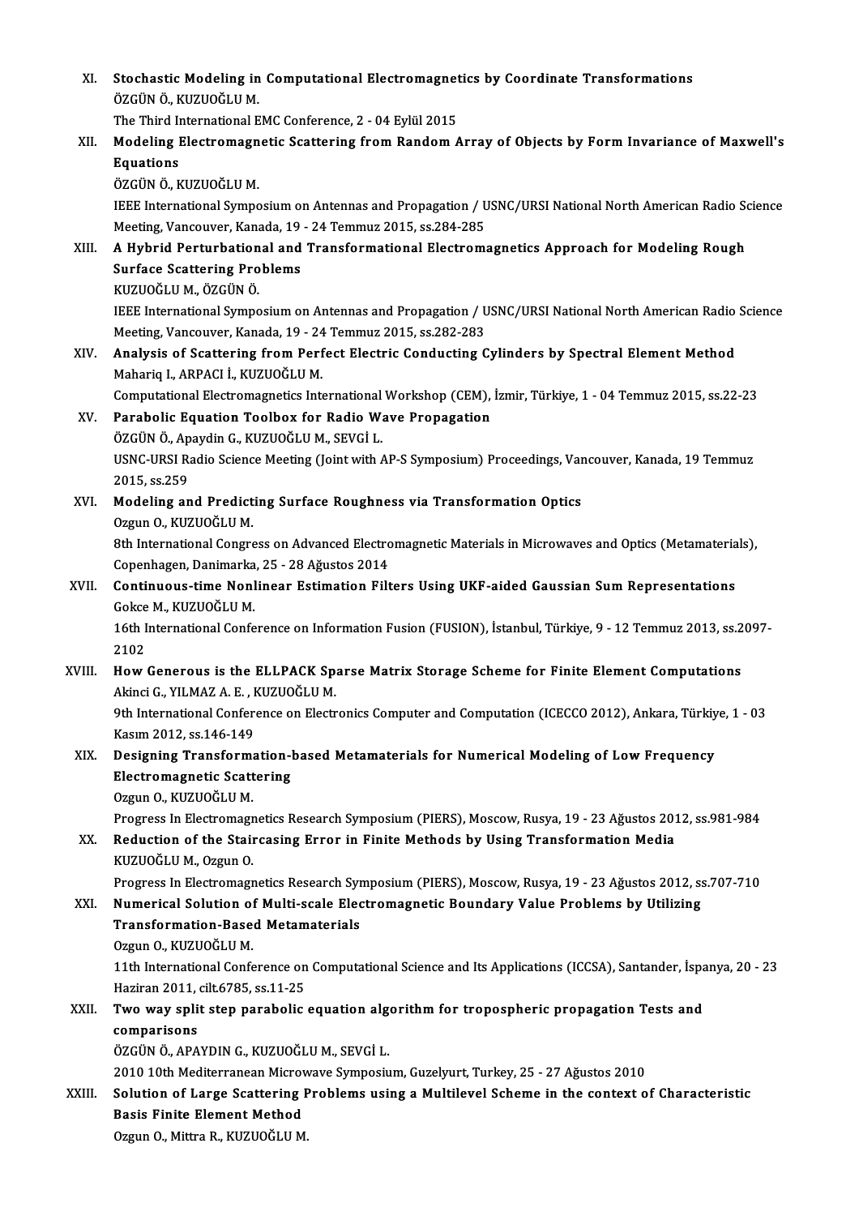XI. **Stochastic Modeling in Computational Electromagnetics by Coordinate Transformations**
ÖZGÜN Ö., KUZUOĞLU M.
The Third International EMC Conference, 2 - 04 Eylül 2015

XII. **Modeling Electromagnetic Scattering from Random Array of Objects by Form Invariance of Maxwell's Equations**
ÖZGÜN Ö., KUZUOĞLU M.
IEEE International Symposium on Antennas and Propagation / USNC/URSI National North American Radio Science Meeting, Vancouver, Kanada, 19 - 24 Temmuz 2015, ss.284-285

XIII. **A Hybrid Perturbational and Transformational Electromagnetics Approach for Modeling Rough Surface Scattering Problems**
KUZUOĞLU M., ÖZGÜN Ö.
IEEE International Symposium on Antennas and Propagation / USNC/URSI National North American Radio Science Meeting, Vancouver, Kanada, 19 - 24 Temmuz 2015, ss.282-283

XIV. **Analysis of Scattering from Perfect Electric Conducting Cylinders by Spectral Element Method**
Mahariq I., ARPACI İ., KUZUOĞLU M.
Computational Electromagnetics International Workshop (CEM), İzmir, Türkiye, 1 - 04 Temmuz 2015, ss.22-23

XV. **Parabolic Equation Toolbox for Radio Wave Propagation**
ÖZGÜN Ö., Apaydin G., KUZUOĞLU M., SEVGİ L.
USNC-URSI Radio Science Meeting (Joint with AP-S Symposium) Proceedings, Vancouver, Kanada, 19 Temmuz 2015, ss.259

XVI. **Modeling and Predicting Surface Roughness via Transformation Optics**
Ozgun O., KUZUOĞLU M.
8th International Congress on Advanced Electromagnetic Materials in Microwaves and Optics (Metamaterials), Copenhagen, Danimarka, 25 - 28 Ağustos 2014

XVII. **Continuous-time Nonlinear Estimation Filters Using UKF-aided Gaussian Sum Representations**
Gokce M., KUZUOĞLU M.
16th International Conference on Information Fusion (FUSION), İstanbul, Türkiye, 9 - 12 Temmuz 2013, ss.2097-2102

XVIII. **How Generous is the ELLPACK Sparse Matrix Storage Scheme for Finite Element Computations**
Akinci G., YILMAZ A. E. , KUZUOĞLU M.
9th International Conference on Electronics Computer and Computation (ICECCO 2012), Ankara, Türkiye, 1 - 03 Kasım 2012, ss.146-149

XIX. **Designing Transformation-based Metamaterials for Numerical Modeling of Low Frequency Electromagnetic Scattering**
Ozgun O., KUZUOĞLU M.
Progress In Electromagnetics Research Symposium (PIERS), Moscow, Rusya, 19 - 23 Ağustos 2012, ss.981-984

XX. **Reduction of the Staircasing Error in Finite Methods by Using Transformation Media**
KUZUOĞLU M., Ozgun O.
Progress In Electromagnetics Research Symposium (PIERS), Moscow, Rusya, 19 - 23 Ağustos 2012, ss.707-710

XXI. **Numerical Solution of Multi-scale Electromagnetic Boundary Value Problems by Utilizing Transformation-Based Metamaterials**
Ozgun O., KUZUOĞLU M.
11th International Conference on Computational Science and Its Applications (ICCSA), Santander, İspanya, 20 - 23 Haziran 2011, cilt.6785, ss.11-25

XXII. **Two way split step parabolic equation algorithm for tropospheric propagation Tests and comparisons**
ÖZGÜN Ö., APAYDIN G., KUZUOĞLU M., SEVGİ L.
2010 10th Mediterranean Microwave Symposium, Guzelyurt, Turkey, 25 - 27 Ağustos 2010

XXIII. **Solution of Large Scattering Problems using a Multilevel Scheme in the context of Characteristic Basis Finite Element Method**
Ozgun O., Mittra R., KUZUOĞLU M.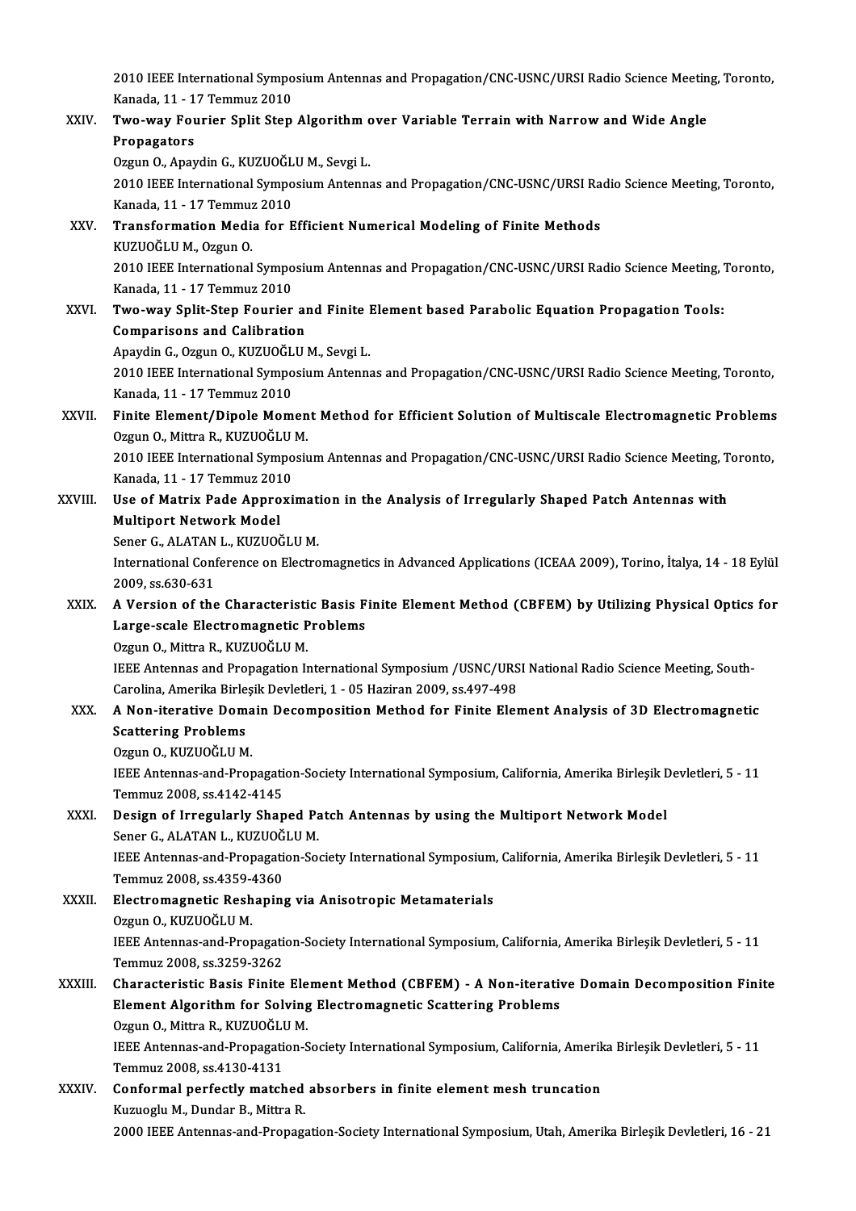2010 IEEE International Symposium Antennas and Propagation/CNC-USNC/URSI Radio Science Meeting, Toronto, Kanada, 11 - 17 Temmuz 2010

XXIV. **Two-way Fourier Split Step Algorithm over Variable Terrain with Narrow and Wide Angle Propagators**
Ozgun O., Apaydin G., KUZUOĞLU M., Sevgi L.
2010 IEEE International Symposium Antennas and Propagation/CNC-USNC/URSI Radio Science Meeting, Toronto, Kanada, 11 - 17 Temmuz 2010

XXV. **Transformation Media for Efficient Numerical Modeling of Finite Methods**
KUZUOĞLU M., Ozgun O.
2010 IEEE International Symposium Antennas and Propagation/CNC-USNC/URSI Radio Science Meeting, Toronto, Kanada, 11 - 17 Temmuz 2010

XXVI. **Two-way Split-Step Fourier and Finite Element based Parabolic Equation Propagation Tools: Comparisons and Calibration**
Apaydin G., Ozgun O., KUZUOĞLU M., Sevgi L.
2010 IEEE International Symposium Antennas and Propagation/CNC-USNC/URSI Radio Science Meeting, Toronto, Kanada, 11 - 17 Temmuz 2010

XXVII. **Finite Element/Dipole Moment Method for Efficient Solution of Multiscale Electromagnetic Problems**
Ozgun O., Mittra R., KUZUOĞLU M.
2010 IEEE International Symposium Antennas and Propagation/CNC-USNC/URSI Radio Science Meeting, Toronto, Kanada, 11 - 17 Temmuz 2010

XXVIII. **Use of Matrix Pade Approximation in the Analysis of Irregularly Shaped Patch Antennas with Multiport Network Model**
Sener G., ALATAN L., KUZUOĞLU M.
International Conference on Electromagnetics in Advanced Applications (ICEAA 2009), Torino, İtalya, 14 - 18 Eylül 2009, ss.630-631

XXIX. **A Version of the Characteristic Basis Finite Element Method (CBFEM) by Utilizing Physical Optics for Large-scale Electromagnetic Problems**
Ozgun O., Mittra R., KUZUOĞLU M.
IEEE Antennas and Propagation International Symposium /USNC/URSI National Radio Science Meeting, South-Carolina, Amerika Birleşik Devletleri, 1 - 05 Haziran 2009, ss.497-498

XXX. **A Non-iterative Domain Decomposition Method for Finite Element Analysis of 3D Electromagnetic Scattering Problems**
Ozgun O., KUZUOĞLU M.
IEEE Antennas-and-Propagation-Society International Symposium, California, Amerika Birleşik Devletleri, 5 - 11 Temmuz 2008, ss.4142-4145

XXXI. **Design of Irregularly Shaped Patch Antennas by using the Multiport Network Model**
Sener G., ALATAN L., KUZUOĞLU M.
IEEE Antennas-and-Propagation-Society International Symposium, California, Amerika Birleşik Devletleri, 5 - 11 Temmuz 2008, ss.4359-4360

XXXII. **Electromagnetic Reshaping via Anisotropic Metamaterials**
Ozgun O., KUZUOĞLU M.
IEEE Antennas-and-Propagation-Society International Symposium, California, Amerika Birleşik Devletleri, 5 - 11 Temmuz 2008, ss.3259-3262

XXXIII. **Characteristic Basis Finite Element Method (CBFEM) - A Non-iterative Domain Decomposition Finite Element Algorithm for Solving Electromagnetic Scattering Problems**
Ozgun O., Mittra R., KUZUOĞLU M.
IEEE Antennas-and-Propagation-Society International Symposium, California, Amerika Birleşik Devletleri, 5 - 11 Temmuz 2008, ss.4130-4131

XXXIV. **Conformal perfectly matched absorbers in finite element mesh truncation**
Kuzuoglu M., Dundar B., Mittra R.
2000 IEEE Antennas-and-Propagation-Society International Symposium, Utah, Amerika Birleşik Devletleri, 16 - 21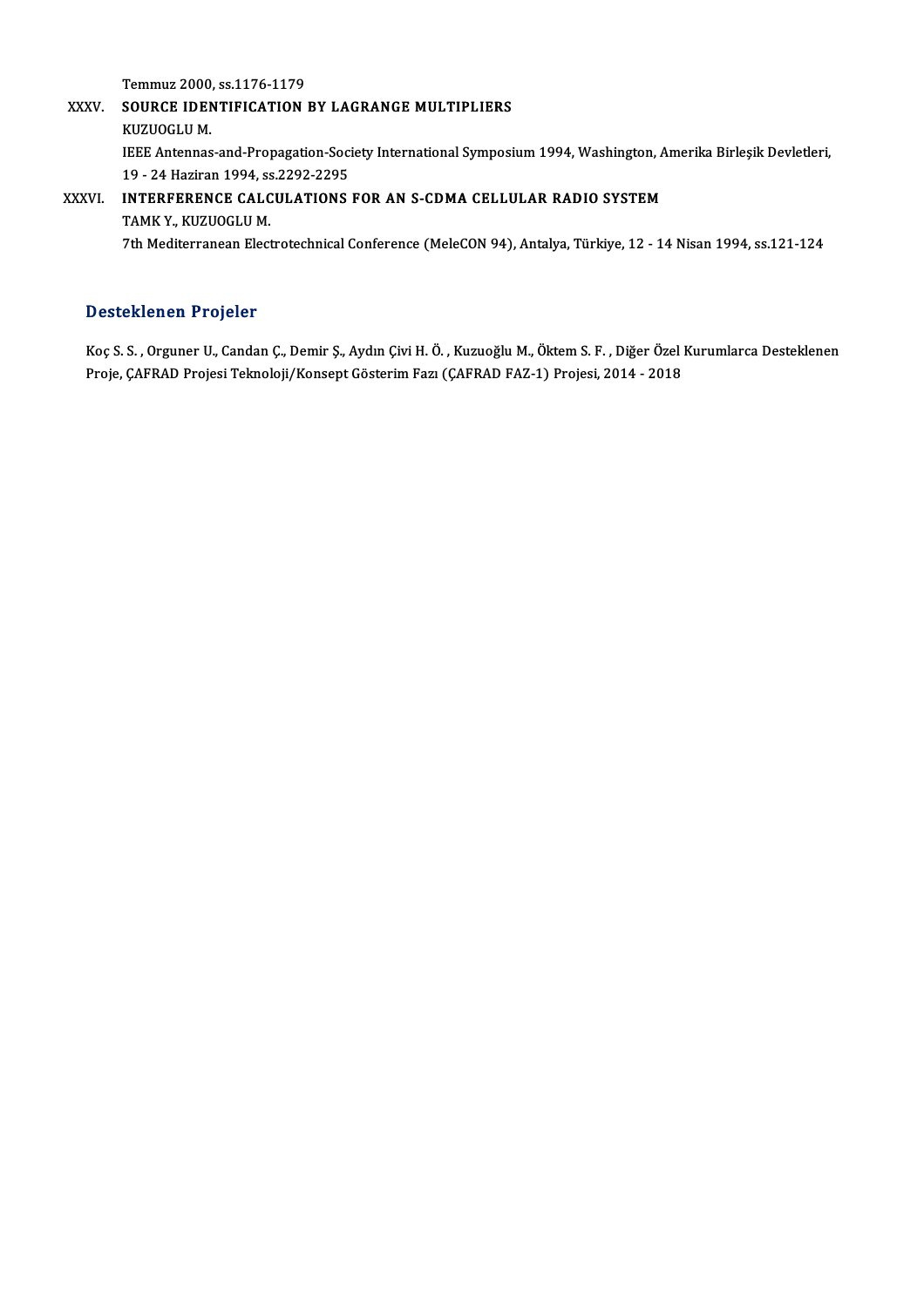Temmuz 2000, ss.1176-1179

XXXV. **SOURCE IDENTIFICATION BY LAGRANGE MULTIPLIERS**
KUZUOGLU M.
IEEE Antennas-and-Propagation-Society International Symposium 1994, Washington, Amerika Birleşik Devletleri, 19 - 24 Haziran 1994, ss.2292-2295

XXXVI. **INTERFERENCE CALCULATIONS FOR AN S-CDMA CELLULAR RADIO SYSTEM**
TAMK Y., KUZUOGLU M.
7th Mediterranean Electrotechnical Conference (MeleCON 94), Antalya, Türkiye, 12 - 14 Nisan 1994, ss.121-124

## Desteklenen Projeler

Koç S. S. , Orguner U., Candan Ç., Demir Ş., Aydın Çivi H. Ö. , Kuzuoğlu M., Öktem S. F. , Diğer Özel Kurumlarca Desteklenen Proje, ÇAFRAD Projesi Teknoloji/Konsept Gösterim Fazı (ÇAFRAD FAZ-1) Projesi, 2014 - 2018